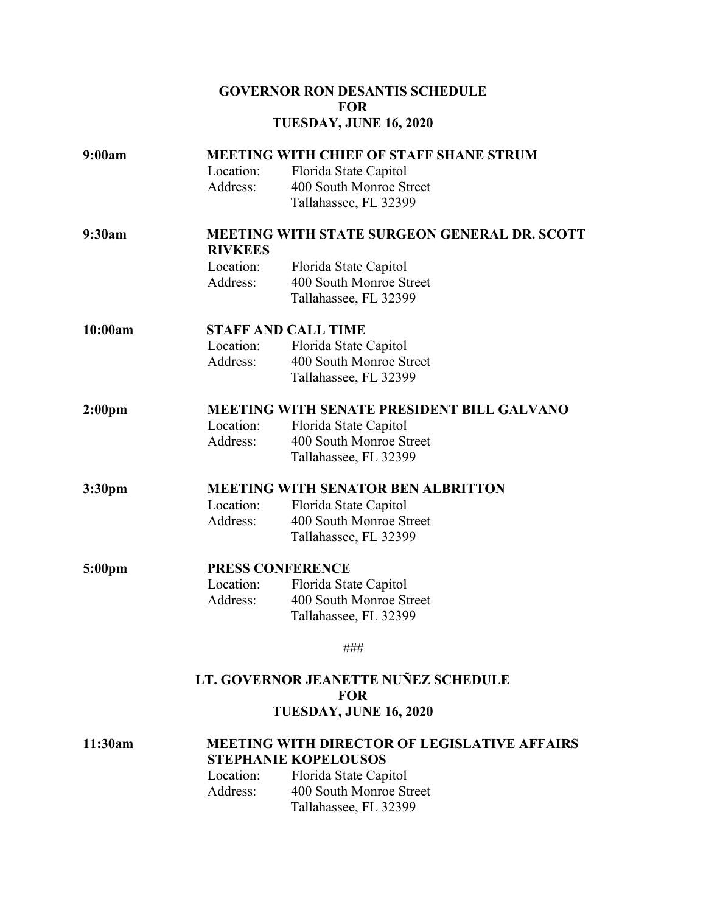## GOVERNOR RON DESANTIS SCHEDULE
## FOR
## TUESDAY, JUNE 16, 2020

**9:00am** **MEETING WITH CHIEF OF STAFF SHANE STRUM**

Location: Florida State Capitol
Address: 400 South Monroe Street
Tallahassee, FL 32399

**9:30am** **MEETING WITH STATE SURGEON GENERAL DR. SCOTT RIVKEES**

Location: Florida State Capitol
Address: 400 South Monroe Street
Tallahassee, FL 32399

**10:00am** **STAFF AND CALL TIME**

Location: Florida State Capitol
Address: 400 South Monroe Street
Tallahassee, FL 32399

**2:00pm** **MEETING WITH SENATE PRESIDENT BILL GALVANO**

Location: Florida State Capitol
Address: 400 South Monroe Street
Tallahassee, FL 32399

**3:30pm** **MEETING WITH SENATOR BEN ALBRITTON**

Location: Florida State Capitol
Address: 400 South Monroe Street
Tallahassee, FL 32399

**5:00pm** **PRESS CONFERENCE**

Location: Florida State Capitol
Address: 400 South Monroe Street
Tallahassee, FL 32399

###

## LT. GOVERNOR JEANETTE NUÑEZ SCHEDULE
## FOR
## TUESDAY, JUNE 16, 2020

**11:30am** **MEETING WITH DIRECTOR OF LEGISLATIVE AFFAIRS STEPHANIE KOPELOUSOS**

Location: Florida State Capitol
Address: 400 South Monroe Street
Tallahassee, FL 32399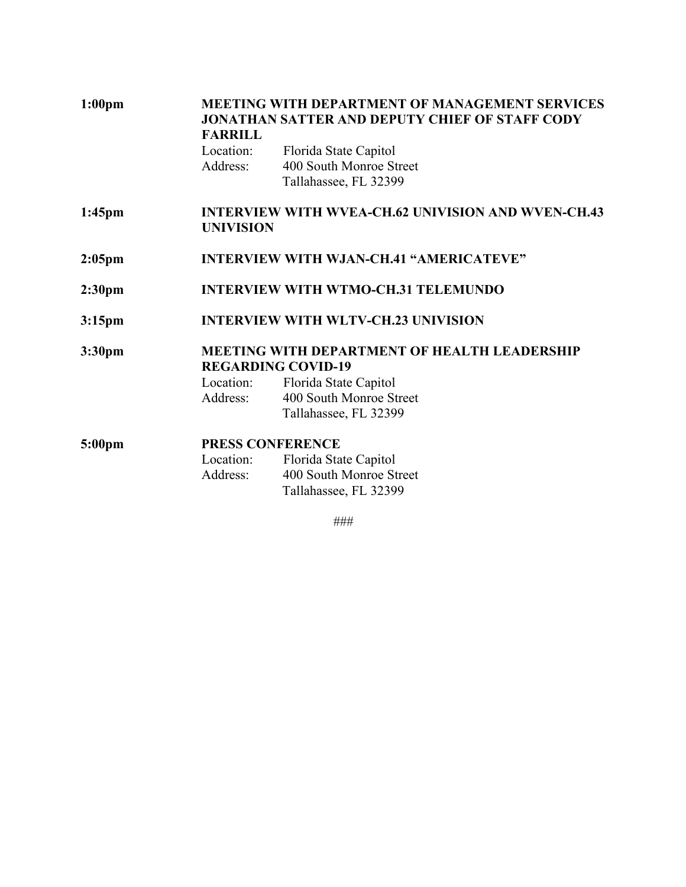**1:00pm** **MEETING WITH DEPARTMENT OF MANAGEMENT SERVICES JONATHAN SATTER AND DEPUTY CHIEF OF STAFF CODY FARRILL**

Location: Florida State Capitol
Address: 400 South Monroe Street
Tallahassee, FL 32399

**1:45pm** **INTERVIEW WITH WVEA-CH.62 UNIVISION AND WVEN-CH.43 UNIVISION**

**2:05pm** **INTERVIEW WITH WJAN-CH.41 "AMERICATEVE"**

**2:30pm** **INTERVIEW WITH WTMO-CH.31 TELEMUNDO**

**3:15pm** **INTERVIEW WITH WLTV-CH.23 UNIVISION**

**3:30pm** **MEETING WITH DEPARTMENT OF HEALTH LEADERSHIP REGARDING COVID-19**

Location: Florida State Capitol
Address: 400 South Monroe Street
Tallahassee, FL 32399

**5:00pm** **PRESS CONFERENCE**

Location: Florida State Capitol
Address: 400 South Monroe Street
Tallahassee, FL 32399

###